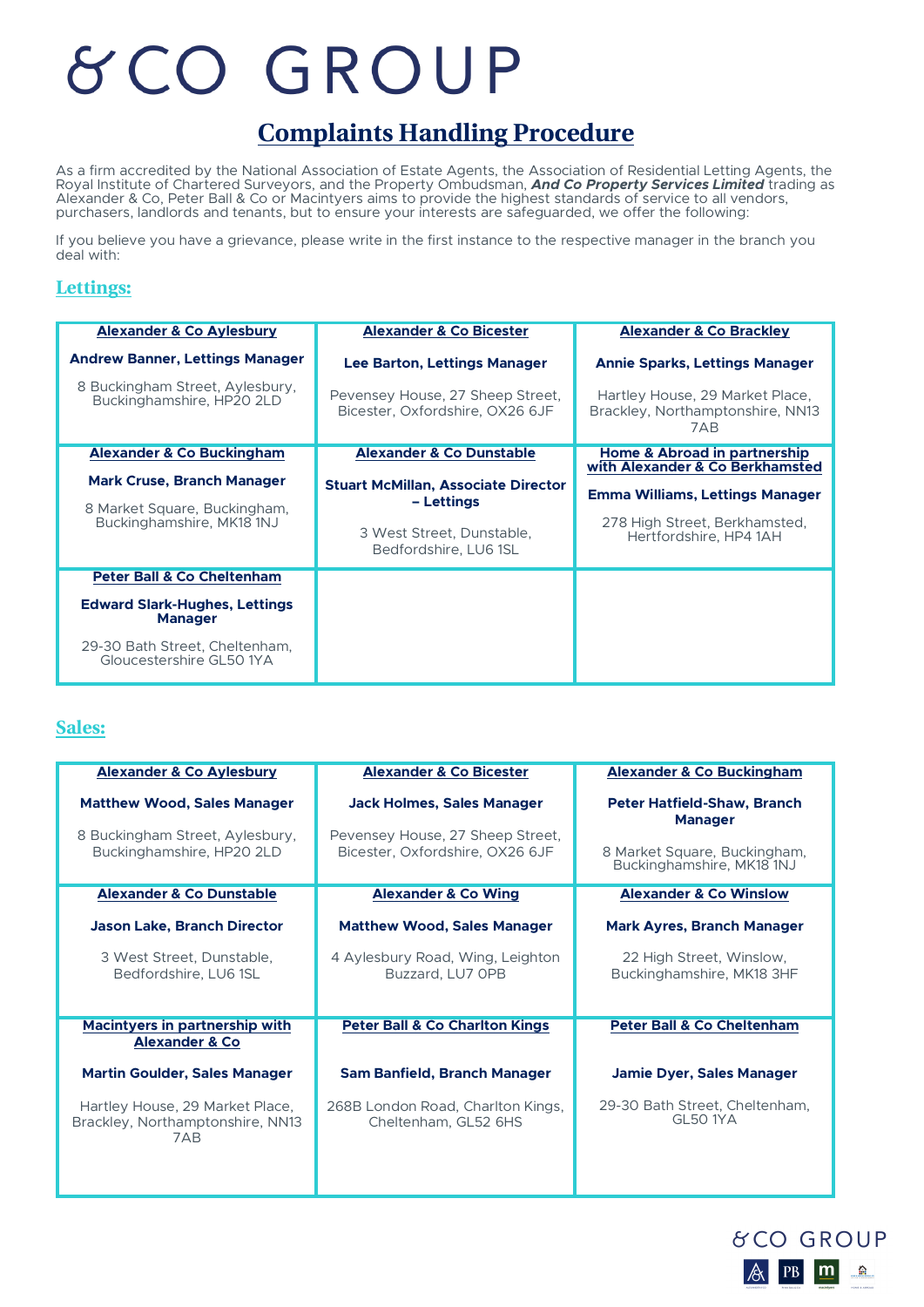# &CO GROUP

## Complaints Handling Procedure

As a firm accredited by the National Association of Estate Agents, the Association of Residential Letting Agents, the Royal Institute of Chartered Surveyors, and the Property Ombudsman, ***And Co Property Services Limited*** trading as Alexander & Co, Peter Ball & Co or Macintyers aims to provide the highest standards of service to all vendors, purchasers, landlords and tenants, but to ensure your interests are safeguarded, we offer the following:

If you believe you have a grievance, please write in the first instance to the respective manager in the branch you deal with:

### Lettings:

| Alexander & Co Aylesbury | Alexander & Co Bicester | Alexander & Co Brackley |
|---|---|---|
| **Andrew Banner, Lettings Manager**<br>8 Buckingham Street, Aylesbury, Buckinghamshire, HP20 2LD | **Lee Barton, Lettings Manager**<br>Pevensey House, 27 Sheep Street, Bicester, Oxfordshire, OX26 6JF | **Annie Sparks, Lettings Manager**<br>Hartley House, 29 Market Place, Brackley, Northamptonshire, NN13 7AB |
| **Alexander & Co Buckingham**<br>**Mark Cruse, Branch Manager**<br>8 Market Square, Buckingham, Buckinghamshire, MK18 1NJ | **Alexander & Co Dunstable**<br>**Stuart McMillan, Associate Director – Lettings**<br>3 West Street, Dunstable, Bedfordshire, LU6 1SL | **Home & Abroad in partnership with Alexander & Co Berkhamsted**<br>**Emma Williams, Lettings Manager**<br>278 High Street, Berkhamsted, Hertfordshire, HP4 1AH |
| **Peter Ball & Co Cheltenham**<br>**Edward Slark-Hughes, Lettings Manager**<br>29-30 Bath Street, Cheltenham, Gloucestershire GL50 1YA | | |

### Sales:

| Alexander & Co Aylesbury | Alexander & Co Bicester | Alexander & Co Buckingham |
|---|---|---|
| **Matthew Wood, Sales Manager**<br>8 Buckingham Street, Aylesbury, Buckinghamshire, HP20 2LD | **Jack Holmes, Sales Manager**<br>Pevensey House, 27 Sheep Street, Bicester, Oxfordshire, OX26 6JF | **Peter Hatfield-Shaw, Branch Manager**<br>8 Market Square, Buckingham, Buckinghamshire, MK18 1NJ |
| **Alexander & Co Dunstable**<br>**Jason Lake, Branch Director**<br>3 West Street, Dunstable, Bedfordshire, LU6 1SL | **Alexander & Co Wing**<br>**Matthew Wood, Sales Manager**<br>4 Aylesbury Road, Wing, Leighton Buzzard, LU7 0PB | **Alexander & Co Winslow**<br>**Mark Ayres, Branch Manager**<br>22 High Street, Winslow, Buckinghamshire, MK18 3HF |
| **Macintyers in partnership with Alexander & Co**<br>**Martin Goulder, Sales Manager**<br>Hartley House, 29 Market Place, Brackley, Northamptonshire, NN13 7AB | **Peter Ball & Co Charlton Kings**<br>**Sam Banfield, Branch Manager**<br>268B London Road, Charlton Kings, Cheltenham, GL52 6HS | **Peter Ball & Co Cheltenham**<br>**Jamie Dyer, Sales Manager**<br>29-30 Bath Street, Cheltenham, GL50 1YA |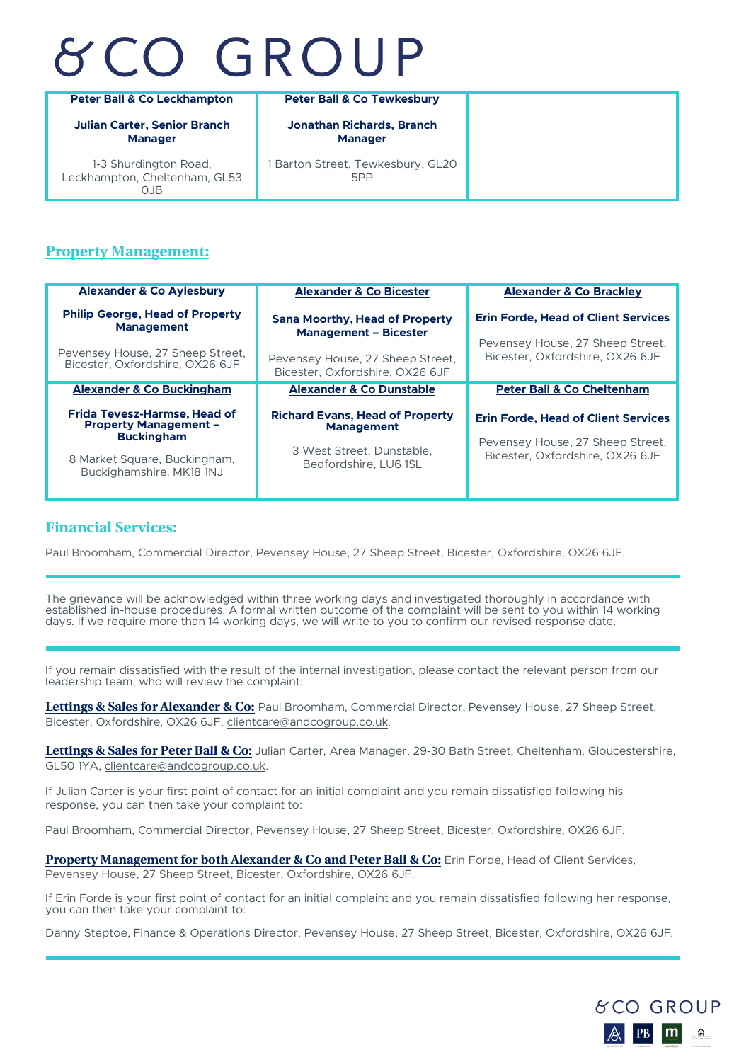# &CO GROUP

| Peter Ball & Co Leckhampton | Peter Ball & Co Tewkesbury | |
|---|---|---|
| **Julian Carter, Senior Branch Manager** | **Jonathan Richards, Branch Manager** | |
| 1-3 Shurdington Road, Leckhampton, Cheltenham, GL53 0JB | 1 Barton Street, Tewkesbury, GL20 5PP | |

## Property Management:

| Alexander & Co Aylesbury | Alexander & Co Bicester | Alexander & Co Brackley |
|---|---|---|
| **Philip George, Head of Property Management**<br>Pevensey House, 27 Sheep Street, Bicester, Oxfordshire, OX26 6JF | **Sana Moorthy, Head of Property Management – Bicester**<br>Pevensey House, 27 Sheep Street, Bicester, Oxfordshire, OX26 6JF | **Erin Forde, Head of Client Services**<br>Pevensey House, 27 Sheep Street, Bicester, Oxfordshire, OX26 6JF |
| **Alexander & Co Buckingham** | **Alexander & Co Dunstable** | **Peter Ball & Co Cheltenham** |
| **Frida Tevesz-Harmse, Head of Property Management – Buckingham**<br>8 Market Square, Buckingham, Buckighamshire, MK18 1NJ | **Richard Evans, Head of Property Management**<br>3 West Street, Dunstable, Bedfordshire, LU6 1SL | **Erin Forde, Head of Client Services**<br>Pevensey House, 27 Sheep Street, Bicester, Oxfordshire, OX26 6JF |

## Financial Services:

Paul Broomham, Commercial Director, Pevensey House, 27 Sheep Street, Bicester, Oxfordshire, OX26 6JF.

---

The grievance will be acknowledged within three working days and investigated thoroughly in accordance with established in-house procedures. A formal written outcome of the complaint will be sent to you within 14 working days. If we require more than 14 working days, we will write to you to confirm our revised response date.

---

If you remain dissatisfied with the result of the internal investigation, please contact the relevant person from our leadership team, who will review the complaint:

**Lettings & Sales for Alexander & Co:** Paul Broomham, Commercial Director, Pevensey House, 27 Sheep Street, Bicester, Oxfordshire, OX26 6JF, clientcare@andcogroup.co.uk.

**Lettings & Sales for Peter Ball & Co:** Julian Carter, Area Manager, 29-30 Bath Street, Cheltenham, Gloucestershire, GL50 1YA, clientcare@andcogroup.co.uk.

If Julian Carter is your first point of contact for an initial complaint and you remain dissatisfied following his response, you can then take your complaint to:

Paul Broomham, Commercial Director, Pevensey House, 27 Sheep Street, Bicester, Oxfordshire, OX26 6JF.

**Property Management for both Alexander & Co and Peter Ball & Co:** Erin Forde, Head of Client Services, Pevensey House, 27 Sheep Street, Bicester, Oxfordshire, OX26 6JF.

If Erin Forde is your first point of contact for an initial complaint and you remain dissatisfied following her response, you can then take your complaint to:

Danny Steptoe, Finance & Operations Director, Pevensey House, 27 Sheep Street, Bicester, Oxfordshire, OX26 6JF.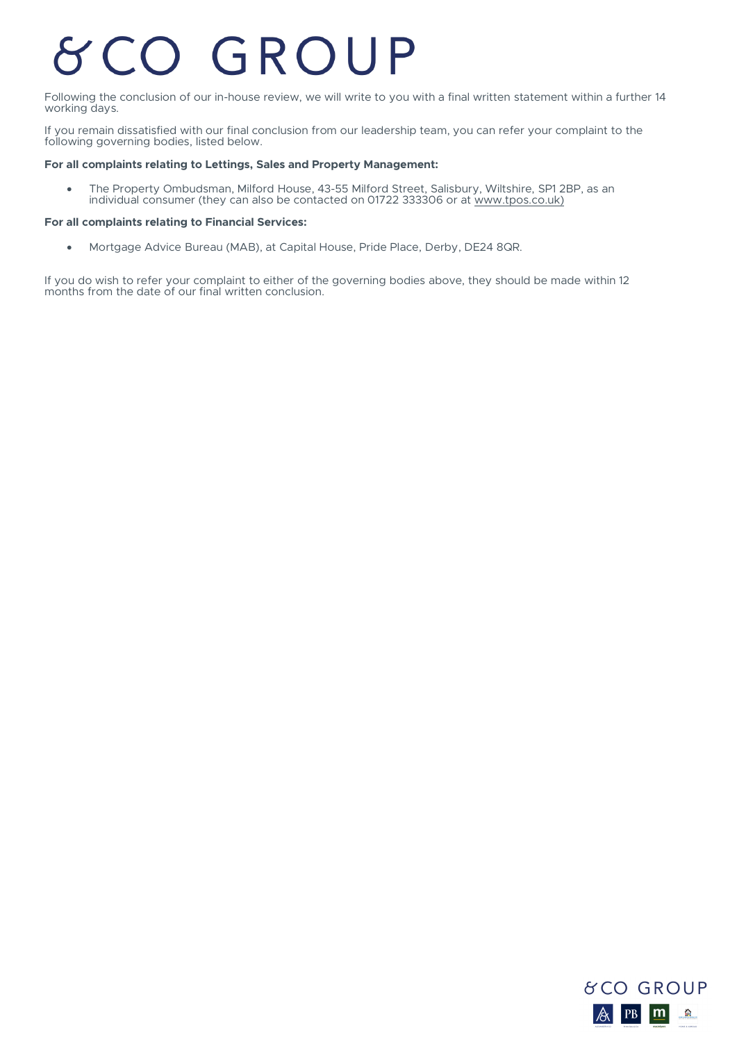Following the conclusion of our in-house review, we will write to you with a final written statement within a further 14 working days.

If you remain dissatisfied with our final conclusion from our leadership team, you can refer your complaint to the following governing bodies, listed below.

**For all complaints relating to Lettings, Sales and Property Management:**

- The Property Ombudsman, Milford House, 43-55 Milford Street, Salisbury, Wiltshire, SP1 2BP, as an individual consumer (they can also be contacted on 01722 333306 or at www.tpos.co.uk)

**For all complaints relating to Financial Services:**

- Mortgage Advice Bureau (MAB), at Capital House, Pride Place, Derby, DE24 8QR.

If you do wish to refer your complaint to either of the governing bodies above, they should be made within 12 months from the date of our final written conclusion.